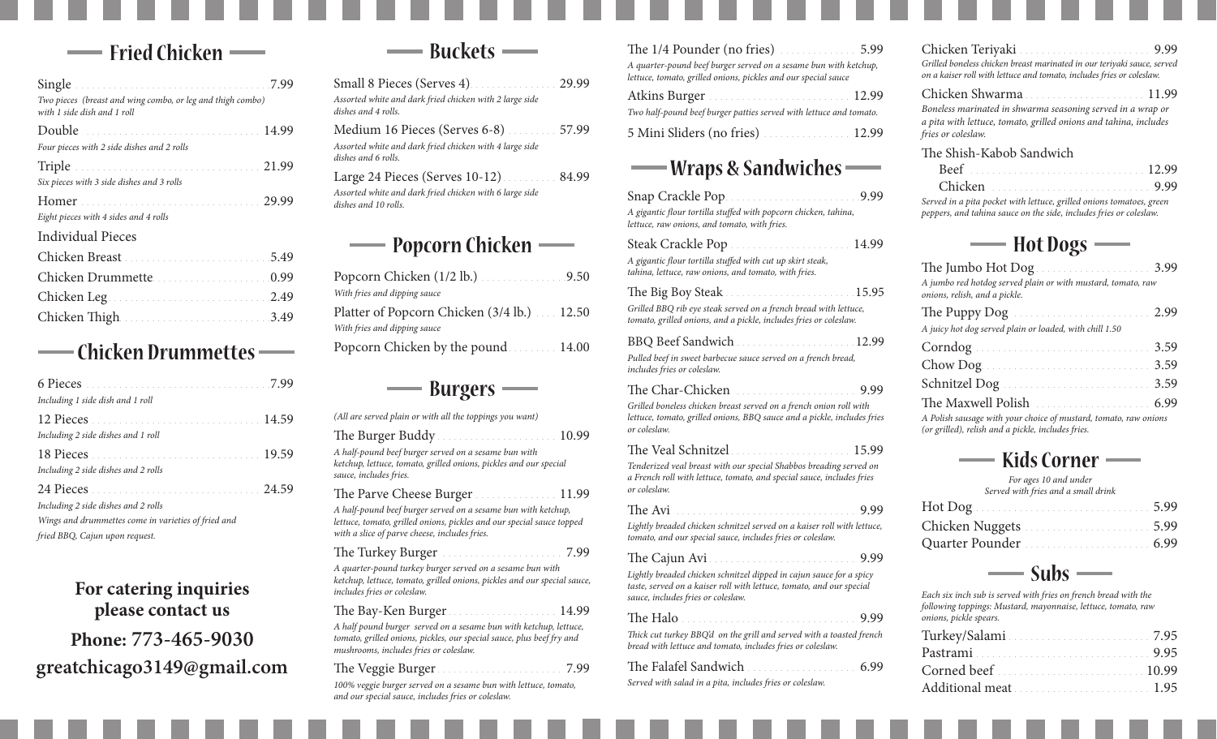## Fried Chicken

Single ..................................... 7.99
*Two pieces (breast and wing combo, or leg and thigh combo) with 1 side dish and 1 roll*

Double ..................................... 14.99
*Four pieces with 2 side dishes and 2 rolls*

Triple ..................................... 21.99
*Six pieces with 3 side dishes and 3 rolls*

Homer ..................................... 29.99
*Eight pieces with 4 sides and 4 rolls*

Individual Pieces

Chicken Breast ..................................... 5.49

Chicken Drummette ..................................... 0.99

Chicken Leg ..................................... 2.49

Chicken Thigh ..................................... 3.49

## Chicken Drummettes

6 Pieces ..................................... 7.99
*Including 1 side dish and 1 roll*

12 Pieces ..................................... 14.59
*Including 2 side dishes and 1 roll*

18 Pieces ..................................... 19.59
*Including 2 side dishes and 2 rolls*

24 Pieces ..................................... 24.59
*Including 2 side dishes and 2 rolls*

*Wings and drummettes come in varieties of fried and fried BBQ, Cajun upon request.*

**For catering inquiries please contact us**

**Phone: 773-465-9030**

**greatchicago3149@gmail.com**

## Buckets

Small 8 Pieces (Serves 4) ..................................... 29.99
*Assorted white and dark fried chicken with 2 large side dishes and 4 rolls.*

Medium 16 Pieces (Serves 6-8) ..................................... 57.99
*Assorted white and dark fried chicken with 4 large side dishes and 6 rolls.*

Large 24 Pieces (Serves 10-12) ..................................... 84.99
*Assorted white and dark fried chicken with 6 large side dishes and 10 rolls.*

## Popcorn Chicken

Popcorn Chicken (1/2 lb.) ..................................... 9.50
*With fries and dipping sauce*

Platter of Popcorn Chicken (3/4 lb.) ..................................... 12.50
*With fries and dipping sauce*

Popcorn Chicken by the pound ..................................... 14.00

## Burgers

*(All are served plain or with all the toppings you want)*

The Burger Buddy ..................................... 10.99
*A half-pound beef burger served on a sesame bun with ketchup, lettuce, tomato, grilled onions, pickles and our special sauce, includes fries.*

The Parve Cheese Burger ..................................... 11.99
*A half-pound beef burger served on a sesame bun with ketchup, lettuce, tomato, grilled onions, pickles and our special sauce topped with a slice of parve cheese, includes fries.*

The Turkey Burger ..................................... 7.99
*A quarter-pound turkey burger served on a sesame bun with ketchup, lettuce, tomato, grilled onions, pickles and our special sauce, includes fries or coleslaw.*

The Bay-Ken Burger ..................................... 14.99
*A half pound burger served on a sesame bun with ketchup, lettuce, tomato, grilled onions, pickles, our special sauce, plus beef fry and mushrooms, includes fries or coleslaw.*

The Veggie Burger ..................................... 7.99
*100% veggie burger served on a sesame bun with lettuce, tomato, and our special sauce, includes fries or coleslaw.*

The 1/4 Pounder (no fries) ..................................... 5.99
*A quarter-pound beef burger served on a sesame bun with ketchup, lettuce, tomato, grilled onions, pickles and our special sauce*

Atkins Burger ..................................... 12.99
*Two half-pound beef burger patties served with lettuce and tomato.*

5 Mini Sliders (no fries) ..................................... 12.99

## Wraps & Sandwiches

Snap Crackle Pop ..................................... 9.99
*A gigantic flour tortilla stuffed with popcorn chicken, tahina, lettuce, raw onions, and tomato, with fries.*

Steak Crackle Pop ..................................... 14.99
*A gigantic flour tortilla stuffed with cut up skirt steak, tahina, lettuce, raw onions, and tomato, with fries.*

The Big Boy Steak ..................................... 15.95
*Grilled BBQ rib eye steak served on a french bread with lettuce, tomato, grilled onions, and a pickle, includes fries or coleslaw.*

BBQ Beef Sandwich ..................................... 12.99
*Pulled beef in sweet barbecue sauce served on a french bread, includes fries or coleslaw.*

The Char-Chicken ..................................... 9.99
*Grilled boneless chicken breast served on a french onion roll with lettuce, tomato, grilled onions, BBQ sauce and a pickle, includes fries or coleslaw.*

The Veal Schnitzel ..................................... 15.99
*Tenderized veal breast with our special Shabbos breading served on a French roll with lettuce, tomato, and special sauce, includes fries or coleslaw.*

The Avi ..................................... 9.99
*Lightly breaded chicken schnitzel served on a kaiser roll with lettuce, tomato, and our special sauce, includes fries or coleslaw.*

The Cajun Avi ..................................... 9.99
*Lightly breaded chicken schnitzel dipped in cajun sauce for a spicy taste, served on a kaiser roll with lettuce, tomato, and our special sauce, includes fries or coleslaw.*

The Halo ..................................... 9.99
*Thick cut turkey BBQ'd on the grill and served with a toasted french bread with lettuce and tomato, includes fries or coleslaw.*

The Falafel Sandwich ..................................... 6.99
*Served with salad in a pita, includes fries or coleslaw.*

Chicken Teriyaki ..................................... 9.99
*Grilled boneless chicken breast marinated in our teriyaki sauce, served on a kaiser roll with lettuce and tomato, includes fries or coleslaw.*

Chicken Shwarma ..................................... 11.99
*Boneless marinated in shwarma seasoning served in a wrap or a pita with lettuce, tomato, grilled onions and tahina, includes fries or coleslaw.*

The Shish-Kabob Sandwich

- Beef ..................................... 12.99
- Chicken ..................................... 9.99

*Served in a pita pocket with lettuce, grilled onions tomatoes, green peppers, and tahina sauce on the side, includes fries or coleslaw.*

## Hot Dogs

The Jumbo Hot Dog ..................................... 3.99
*A jumbo red hotdog served plain or with mustard, tomato, raw onions, relish, and a pickle.*

The Puppy Dog ..................................... 2.99
*A juicy hot dog served plain or loaded, with chill 1.50*

Corndog ..................................... 3.59

Chow Dog ..................................... 3.59

Schnitzel Dog ..................................... 3.59

The Maxwell Polish ..................................... 6.99
*A Polish sausage with your choice of mustard, tomato, raw onions (or grilled), relish and a pickle, includes fries.*

## Kids Corner

*For ages 10 and under*
*Served with fries and a small drink*

Hot Dog ..................................... 5.99

Chicken Nuggets ..................................... 5.99

Quarter Pounder ..................................... 6.99

## Subs

*Each six inch sub is served with fries on french bread with the following toppings: Mustard, mayonnaise, lettuce, tomato, raw onions, pickle spears.*

Turkey/Salami ..................................... 7.95

Pastrami ..................................... 9.95

Corned beef ..................................... 10.99

Additional meat ..................................... 1.95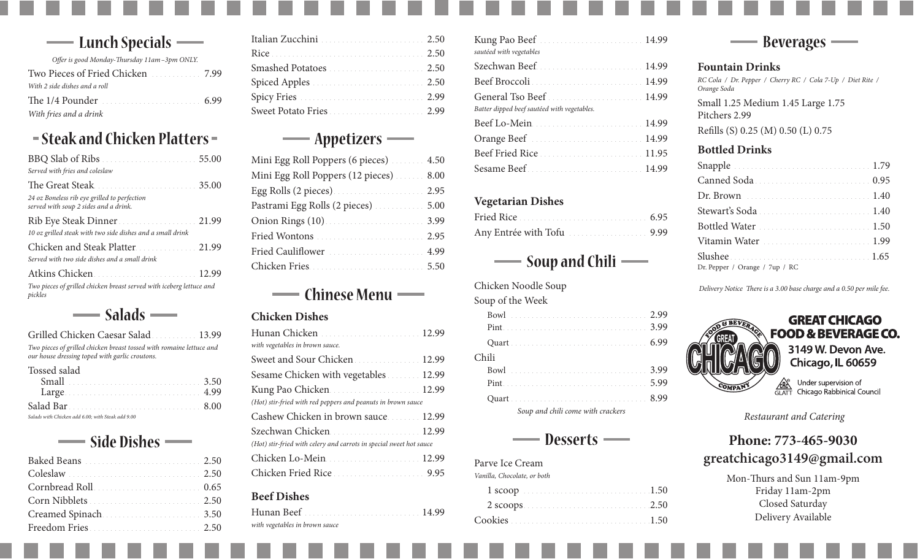## Lunch Specials

*Offer is good Monday-Thursday 11am–3pm ONLY.*

Two Pieces of Fried Chicken ............ 7.99
*With 2 side dishes and a roll*

The 1/4 Pounder ............ 6.99
*With fries and a drink*

## Steak and Chicken Platters

BBQ Slab of Ribs ............ 55.00
*Served with fries and coleslaw*

The Great Steak ............ 35.00
*24 oz Boneless rib eye grilled to perfection served with soup 2 sides and a drink.*

Rib Eye Steak Dinner ............ 21.99
*10 oz grilled steak with two side dishes and a small drink*

Chicken and Steak Platter ............ 21.99
*Served with two side dishes and a small drink*

Atkins Chicken ............ 12.99
*Two pieces of grilled chicken breast served with iceberg lettuce and pickles*

## Salads

Grilled Chicken Caesar Salad ............ 13.99
*Two pieces of grilled chicken breast tossed with romaine lettuce and our house dressing toped with garlic croutons.*

Tossed salad
- Small ............ 3.50
- Large ............ 4.99

Salad Bar ............ 8.00
*Salads with Chicken add 6.00; with Steak add 9.00*

## Side Dishes

Baked Beans ............ 2.50
Coleslaw ............ 2.50
Cornbread Roll ............ 0.65
Corn Nibblets ............ 2.50
Creamed Spinach ............ 3.50
Freedom Fries ............ 2.50
Italian Zucchini ............ 2.50
Rice ............ 2.50
Smashed Potatoes ............ 2.50
Spiced Apples ............ 2.50
Spicy Fries ............ 2.99
Sweet Potato Fries ............ 2.99

## Appetizers

Mini Egg Roll Poppers (6 pieces) ............ 4.50
Mini Egg Roll Poppers (12 pieces) ............ 8.00
Egg Rolls (2 pieces) ............ 2.95
Pastrami Egg Rolls (2 pieces) ............ 5.00
Onion Rings (10) ............ 3.99
Fried Wontons ............ 2.95
Fried Cauliflower ............ 4.99
Chicken Fries ............ 5.50

## Chinese Menu

### Chicken Dishes

Hunan Chicken ............ 12.99
*with vegetables in brown sauce.*

Sweet and Sour Chicken ............ 12.99
Sesame Chicken with vegetables ............ 12.99
Kung Pao Chicken ............ 12.99
*(Hot) stir-fried with red peppers and peanuts in brown sauce*

Cashew Chicken in brown sauce ............ 12.99
Szechwan Chicken ............ 12.99
*(Hot) stir-fried with celery and carrots in special sweet hot sauce*

Chicken Lo-Mein ............ 12.99
Chicken Fried Rice ............ 9.95

### Beef Dishes

Hunan Beef ............ 14.99
*with vegetables in brown sauce*

Kung Pao Beef ............ 14.99
*sautéed with vegetables*

Szechwan Beef ............ 14.99
Beef Broccoli ............ 14.99
General Tso Beef ............ 14.99
*Batter dipped beef sautéed with vegetables.*

Beef Lo-Mein ............ 14.99
Orange Beef ............ 14.99
Beef Fried Rice ............ 11.95
Sesame Beef ............ 14.99

### Vegetarian Dishes

Fried Rice ............ 6.95
Any Entrée with Tofu ............ 9.99

## Soup and Chili

Chicken Noodle Soup
Soup of the Week
- Bowl ............ 2.99
- Pint ............ 3.99
- Quart ............ 6.99

Chili
- Bowl ............ 3.99
- Pint ............ 5.99
- Quart ............ 8.99

*Soup and chili come with crackers*

## Desserts

Parve Ice Cream
*Vanilla, Chocolate, or both*
- 1 scoop ............ 1.50
- 2 scoops ............ 2.50

Cookies ............ 1.50

## Beverages

### Fountain Drinks

*RC Cola / Dr. Pepper / Cherry RC / Cola 7-Up / Diet Rite / Orange Soda*

Small 1.25 Medium 1.45 Large 1.75
Pitchers 2.99
Refills (S) 0.25 (M) 0.50 (L) 0.75

### Bottled Drinks

Snapple ............ 1.79
Canned Soda ............ 0.95
Dr. Brown ............ 1.40
Stewart's Soda ............ 1.40
Bottled Water ............ 1.50
Vitamin Water ............ 1.99
Slushee ............ 1.65
Dr. Pepper / Orange / 7up / RC

*Delivery Notice There is a 3.00 base charge and a 0.50 per mile fee.*

**GREAT CHICAGO FOOD & BEVERAGE CO.**
3149 W. Devon Ave.
Chicago, IL 60659

Under supervision of Chicago Rabbinical Council

*Restaurant and Catering*

**Phone: 773-465-9030**
**greatchicago3149@gmail.com**

Mon-Thurs and Sun 11am-9pm
Friday 11am-2pm
Closed Saturday
Delivery Available